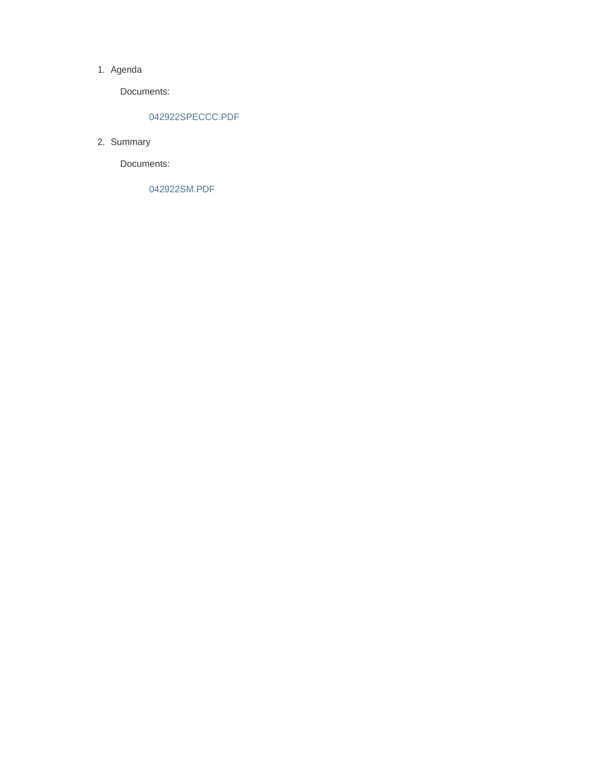1. Agenda

   Documents:

   042922SPECCC.PDF

2. Summary

   Documents:

   042922SM.PDF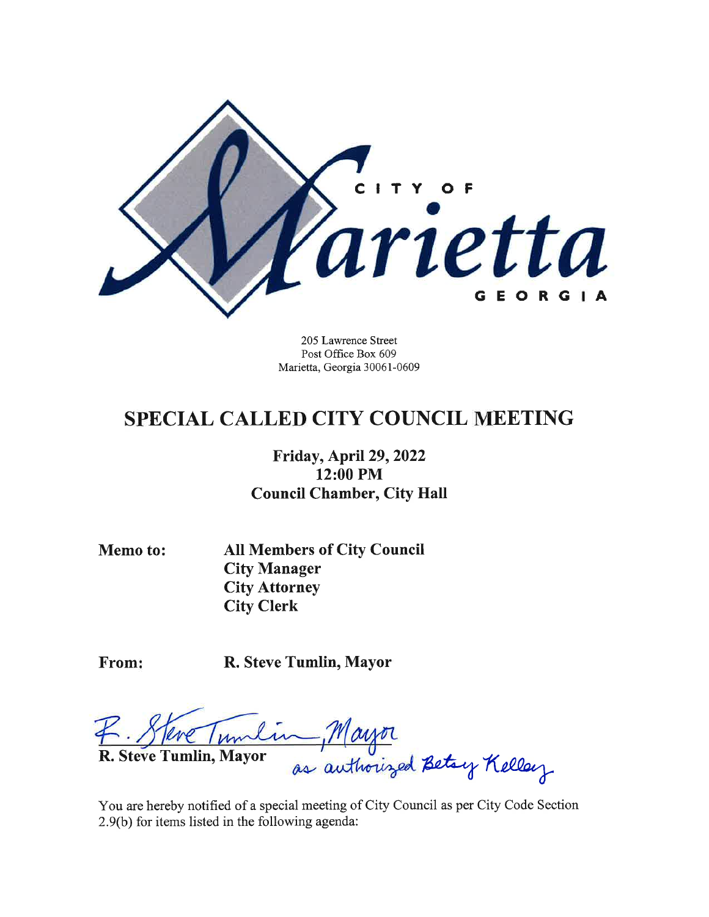205 Lawrence Street
Post Office Box 609
Marietta, Georgia 30061-0609

# SPECIAL CALLED CITY COUNCIL MEETING

**Friday, April 29, 2022**
**12:00 PM**
**Council Chamber, City Hall**

**Memo to:** **All Members of City Council**
**City Manager**
**City Attorney**
**City Clerk**

**From:** **R. Steve Tumlin, Mayor**

R. Steve Tumlin, Mayor
**R. Steve Tumlin, Mayor** as authorized Betsy Kelley

You are hereby notified of a special meeting of City Council as per City Code Section 2.9(b) for items listed in the following agenda: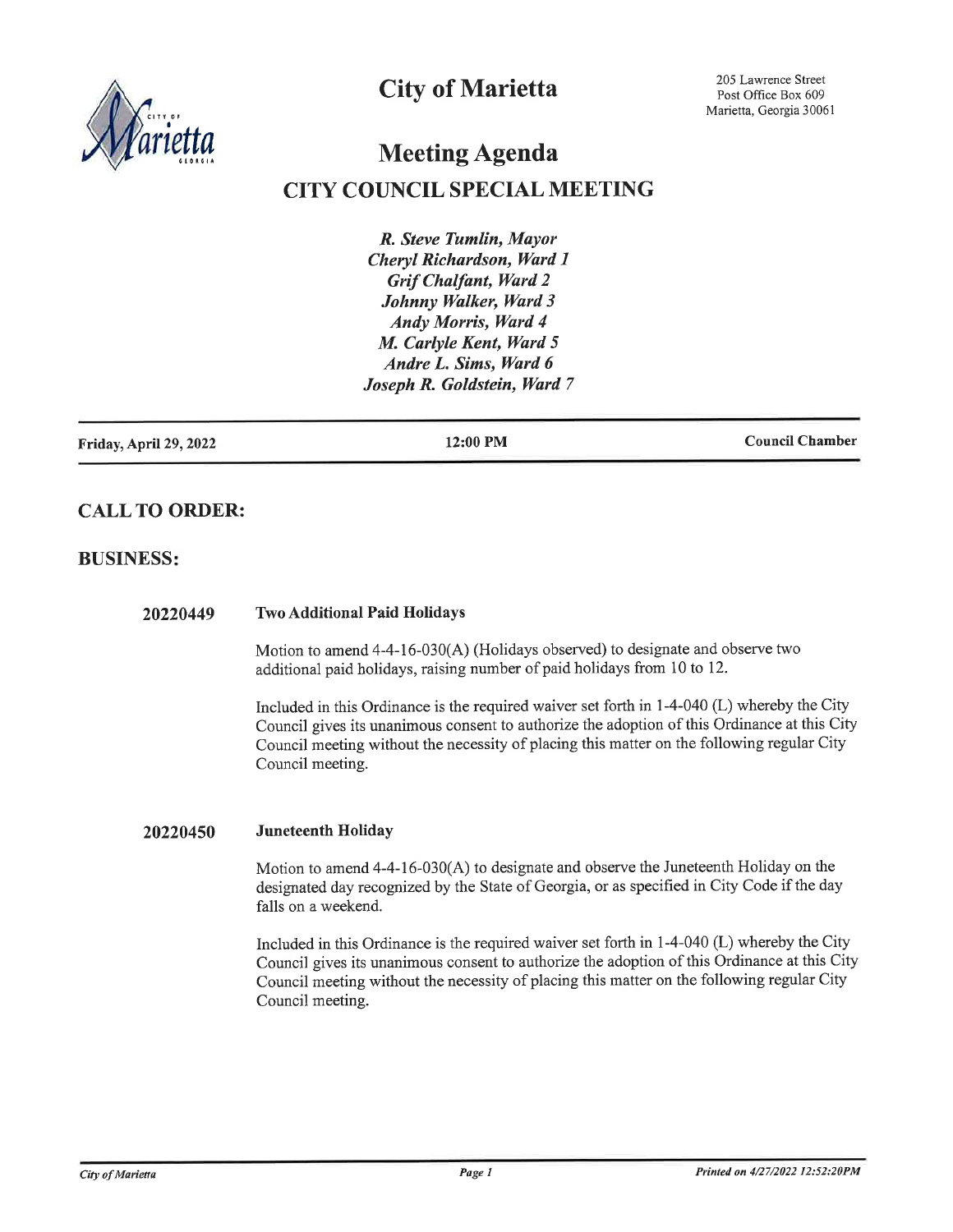# City of Marietta

205 Lawrence Street
Post Office Box 609
Marietta, Georgia 30061

# Meeting Agenda

## CITY COUNCIL SPECIAL MEETING

*R. Steve Tumlin, Mayor*
*Cheryl Richardson, Ward 1*
*Grif Chalfant, Ward 2*
*Johnny Walker, Ward 3*
*Andy Morris, Ward 4*
*M. Carlyle Kent, Ward 5*
*Andre L. Sims, Ward 6*
*Joseph R. Goldstein, Ward 7*

**Friday, April 29, 2022** | **12:00 PM** | **Council Chamber**

## CALL TO ORDER:

## BUSINESS:

**20220449** **Two Additional Paid Holidays**

Motion to amend 4-4-16-030(A) (Holidays observed) to designate and observe two additional paid holidays, raising number of paid holidays from 10 to 12.

Included in this Ordinance is the required waiver set forth in 1-4-040 (L) whereby the City Council gives its unanimous consent to authorize the adoption of this Ordinance at this City Council meeting without the necessity of placing this matter on the following regular City Council meeting.

**20220450** **Juneteenth Holiday**

Motion to amend 4-4-16-030(A) to designate and observe the Juneteenth Holiday on the designated day recognized by the State of Georgia, or as specified in City Code if the day falls on a weekend.

Included in this Ordinance is the required waiver set forth in 1-4-040 (L) whereby the City Council gives its unanimous consent to authorize the adoption of this Ordinance at this City Council meeting without the necessity of placing this matter on the following regular City Council meeting.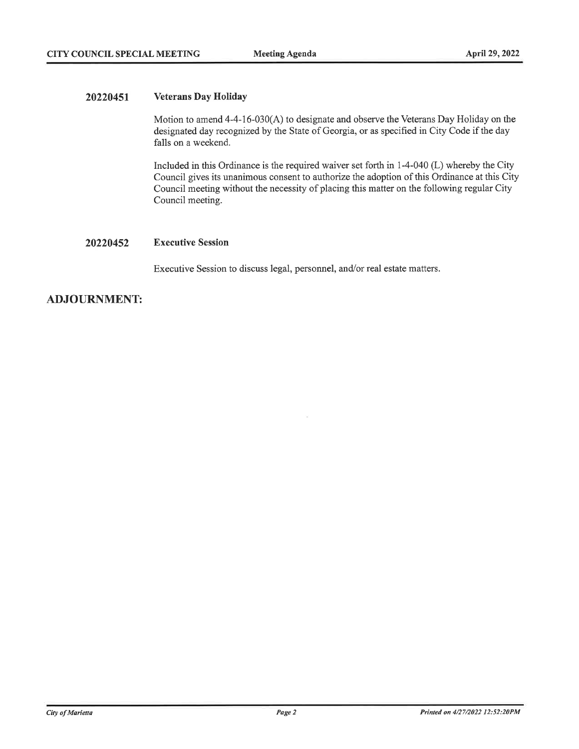**20220451 Veterans Day Holiday**

Motion to amend 4-4-16-030(A) to designate and observe the Veterans Day Holiday on the designated day recognized by the State of Georgia, or as specified in City Code if the day falls on a weekend.

Included in this Ordinance is the required waiver set forth in 1-4-040 (L) whereby the City Council gives its unanimous consent to authorize the adoption of this Ordinance at this City Council meeting without the necessity of placing this matter on the following regular City Council meeting.

**20220452 Executive Session**

Executive Session to discuss legal, personnel, and/or real estate matters.

## ADJOURNMENT: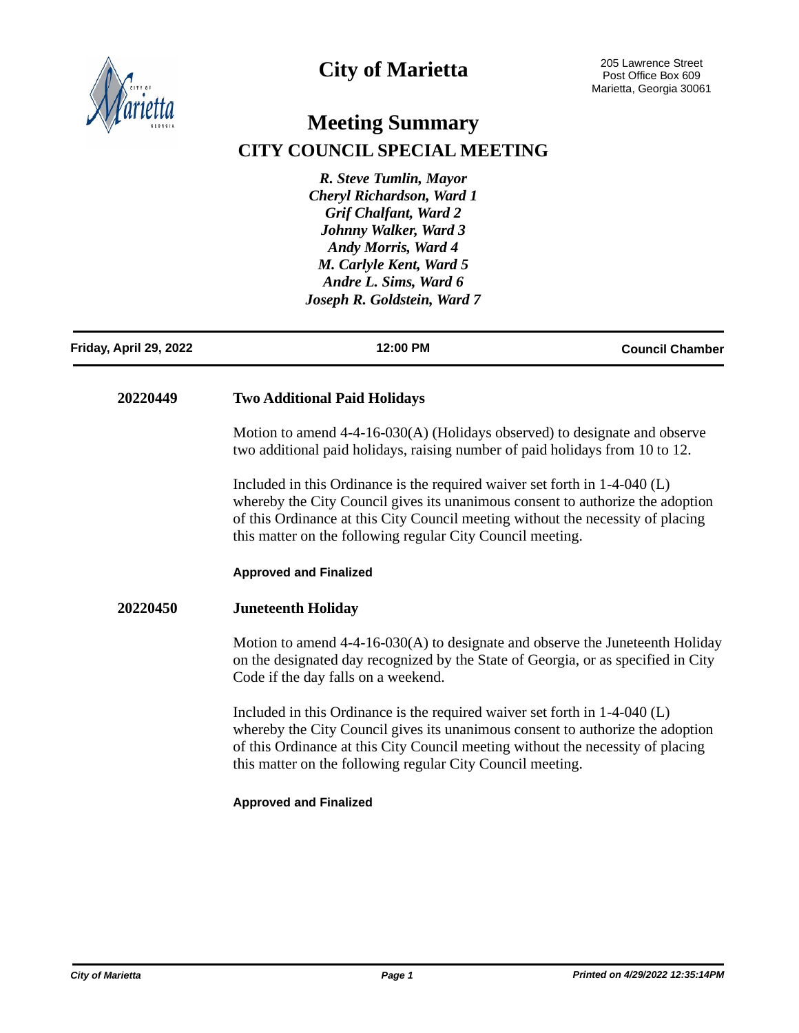# City of Marietta

205 Lawrence Street
Post Office Box 609
Marietta, Georgia 30061

## Meeting Summary

### CITY COUNCIL SPECIAL MEETING

***R. Steve Tumlin, Mayor***
***Cheryl Richardson, Ward 1***
***Grif Chalfant, Ward 2***
***Johnny Walker, Ward 3***
***Andy Morris, Ward 4***
***M. Carlyle Kent, Ward 5***
***Andre L. Sims, Ward 6***
***Joseph R. Goldstein, Ward 7***

**Friday, April 29, 2022** | **12:00 PM** | **Council Chamber**

---

**20220449** **Two Additional Paid Holidays**

Motion to amend 4-4-16-030(A) (Holidays observed) to designate and observe two additional paid holidays, raising number of paid holidays from 10 to 12.

Included in this Ordinance is the required waiver set forth in 1-4-040 (L) whereby the City Council gives its unanimous consent to authorize the adoption of this Ordinance at this City Council meeting without the necessity of placing this matter on the following regular City Council meeting.

**Approved and Finalized**

**20220450** **Juneteenth Holiday**

Motion to amend 4-4-16-030(A) to designate and observe the Juneteenth Holiday on the designated day recognized by the State of Georgia, or as specified in City Code if the day falls on a weekend.

Included in this Ordinance is the required waiver set forth in 1-4-040 (L) whereby the City Council gives its unanimous consent to authorize the adoption of this Ordinance at this City Council meeting without the necessity of placing this matter on the following regular City Council meeting.

**Approved and Finalized**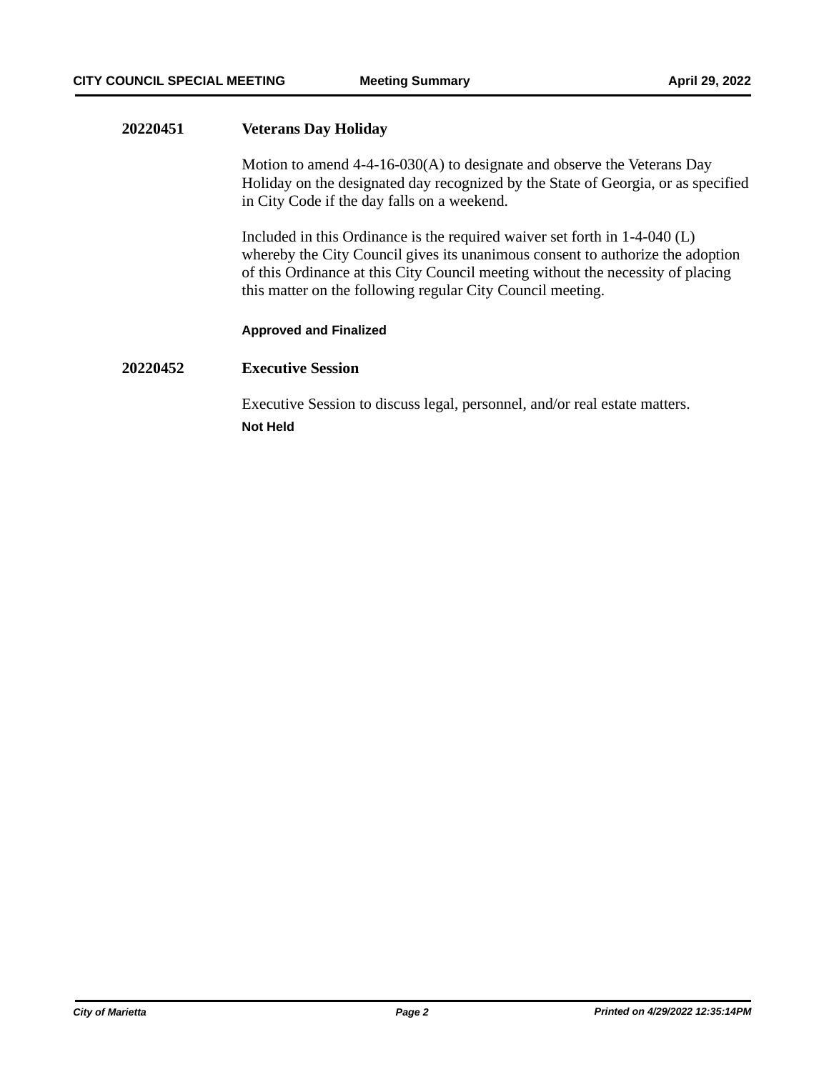**20220451** **Veterans Day Holiday**

Motion to amend 4-4-16-030(A) to designate and observe the Veterans Day Holiday on the designated day recognized by the State of Georgia, or as specified in City Code if the day falls on a weekend.

Included in this Ordinance is the required waiver set forth in 1-4-040 (L) whereby the City Council gives its unanimous consent to authorize the adoption of this Ordinance at this City Council meeting without the necessity of placing this matter on the following regular City Council meeting.

**Approved and Finalized**

**20220452** **Executive Session**

Executive Session to discuss legal, personnel, and/or real estate matters.

**Not Held**